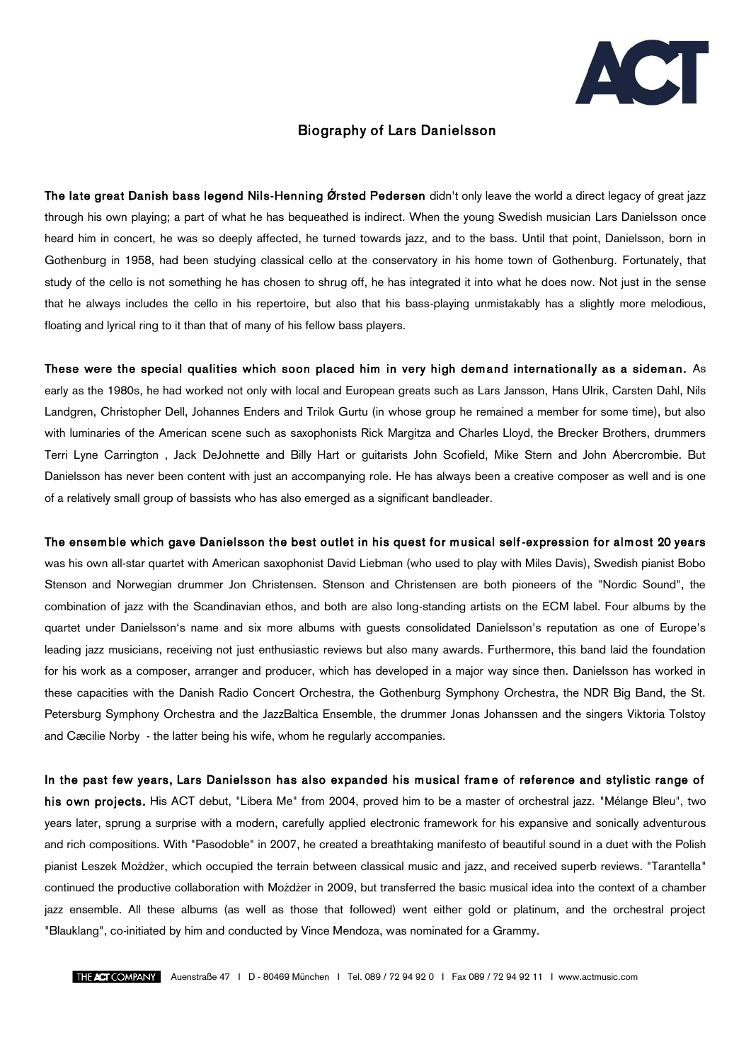# Biography of Lars Danielsson

**The late great Danish bass legend Nils-Henning Ørsted Pedersen** didn't only leave the world a direct legacy of great jazz through his own playing; a part of what he has bequeathed is indirect. When the young Swedish musician Lars Danielsson once heard him in concert, he was so deeply affected, he turned towards jazz, and to the bass. Until that point, Danielsson, born in Gothenburg in 1958, had been studying classical cello at the conservatory in his home town of Gothenburg. Fortunately, that study of the cello is not something he has chosen to shrug off, he has integrated it into what he does now. Not just in the sense that he always includes the cello in his repertoire, but also that his bass-playing unmistakably has a slightly more melodious, floating and lyrical ring to it than that of many of his fellow bass players.

**These were the special qualities which soon placed him in very high demand internationally as a sideman.** As early as the 1980s, he had worked not only with local and European greats such as Lars Jansson, Hans Ulrik, Carsten Dahl, Nils Landgren, Christopher Dell, Johannes Enders and Trilok Gurtu (in whose group he remained a member for some time), but also with luminaries of the American scene such as saxophonists Rick Margitza and Charles Lloyd, the Brecker Brothers, drummers Terri Lyne Carrington , Jack DeJohnette and Billy Hart or guitarists John Scofield, Mike Stern and John Abercrombie. But Danielsson has never been content with just an accompanying role. He has always been a creative composer as well and is one of a relatively small group of bassists who has also emerged as a significant bandleader.

**The ensemble which gave Danielsson the best outlet in his quest for musical self-expression for almost 20 years** was his own all-star quartet with American saxophonist David Liebman (who used to play with Miles Davis), Swedish pianist Bobo Stenson and Norwegian drummer Jon Christensen. Stenson and Christensen are both pioneers of the "Nordic Sound", the combination of jazz with the Scandinavian ethos, and both are also long-standing artists on the ECM label. Four albums by the quartet under Danielsson's name and six more albums with guests consolidated Danielsson's reputation as one of Europe's leading jazz musicians, receiving not just enthusiastic reviews but also many awards. Furthermore, this band laid the foundation for his work as a composer, arranger and producer, which has developed in a major way since then. Danielsson has worked in these capacities with the Danish Radio Concert Orchestra, the Gothenburg Symphony Orchestra, the NDR Big Band, the St. Petersburg Symphony Orchestra and the JazzBaltica Ensemble, the drummer Jonas Johanssen and the singers Viktoria Tolstoy and Cæcilie Norby - the latter being his wife, whom he regularly accompanies.

**In the past few years, Lars Danielsson has also expanded his musical frame of reference and stylistic range of his own projects.** His ACT debut, "Libera Me" from 2004, proved him to be a master of orchestral jazz. "Mélange Bleu", two years later, sprung a surprise with a modern, carefully applied electronic framework for his expansive and sonically adventurous and rich compositions. With "Pasodoble" in 2007, he created a breathtaking manifesto of beautiful sound in a duet with the Polish pianist Leszek Możdżer, which occupied the terrain between classical music and jazz, and received superb reviews. "Tarantella" continued the productive collaboration with Możdżer in 2009, but transferred the basic musical idea into the context of a chamber jazz ensemble. All these albums (as well as those that followed) went either gold or platinum, and the orchestral project "Blauklang", co-initiated by him and conducted by Vince Mendoza, was nominated for a Grammy.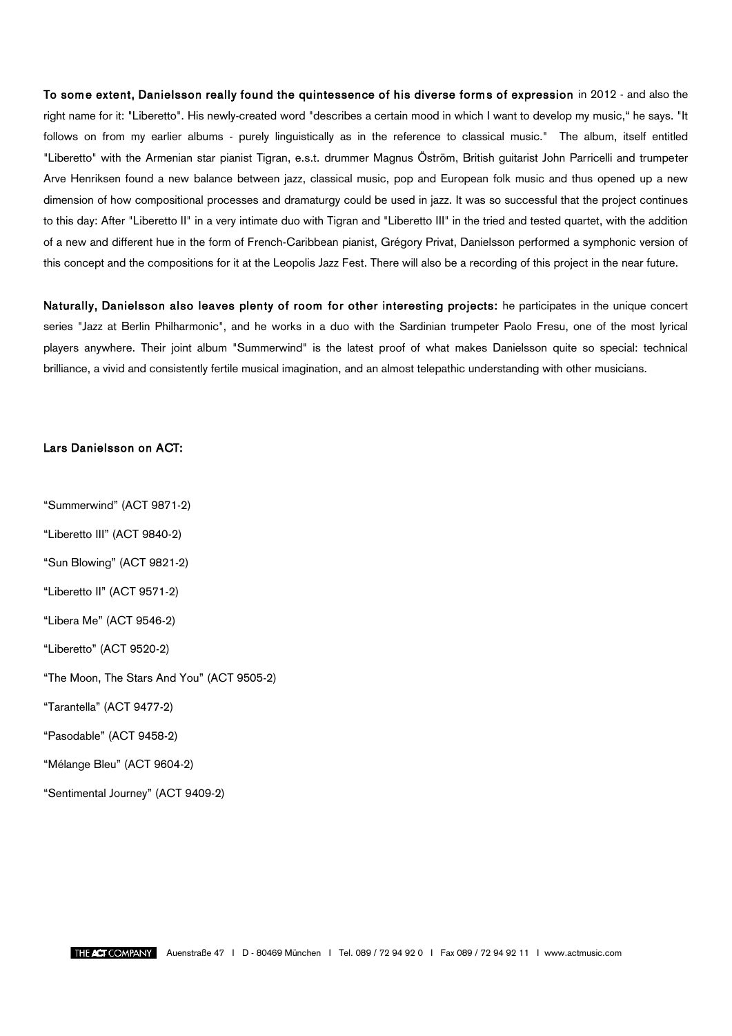**To some extent, Danielsson really found the quintessence of his diverse forms of expression** in 2012 - and also the right name for it: "Liberetto". His newly-created word "describes a certain mood in which I want to develop my music," he says. "It follows on from my earlier albums - purely linguistically as in the reference to classical music." The album, itself entitled "Liberetto" with the Armenian star pianist Tigran, e.s.t. drummer Magnus Öström, British guitarist John Parricelli and trumpeter Arve Henriksen found a new balance between jazz, classical music, pop and European folk music and thus opened up a new dimension of how compositional processes and dramaturgy could be used in jazz. It was so successful that the project continues to this day: After "Liberetto II" in a very intimate duo with Tigran and "Liberetto III" in the tried and tested quartet, with the addition of a new and different hue in the form of French-Caribbean pianist, Grégory Privat, Danielsson performed a symphonic version of this concept and the compositions for it at the Leopolis Jazz Fest. There will also be a recording of this project in the near future.

**Naturally, Danielsson also leaves plenty of room for other interesting projects:** he participates in the unique concert series "Jazz at Berlin Philharmonic", and he works in a duo with the Sardinian trumpeter Paolo Fresu, one of the most lyrical players anywhere. Their joint album "Summerwind" is the latest proof of what makes Danielsson quite so special: technical brilliance, a vivid and consistently fertile musical imagination, and an almost telepathic understanding with other musicians.

**Lars Danielsson on ACT:**

"Summerwind" (ACT 9871-2)

"Liberetto III" (ACT 9840-2)

"Sun Blowing" (ACT 9821-2)

"Liberetto II" (ACT 9571-2)

"Libera Me" (ACT 9546-2)

"Liberetto" (ACT 9520-2)

"The Moon, The Stars And You" (ACT 9505-2)

"Tarantella" (ACT 9477-2)

"Pasodable" (ACT 9458-2)

"Mélange Bleu" (ACT 9604-2)

"Sentimental Journey" (ACT 9409-2)